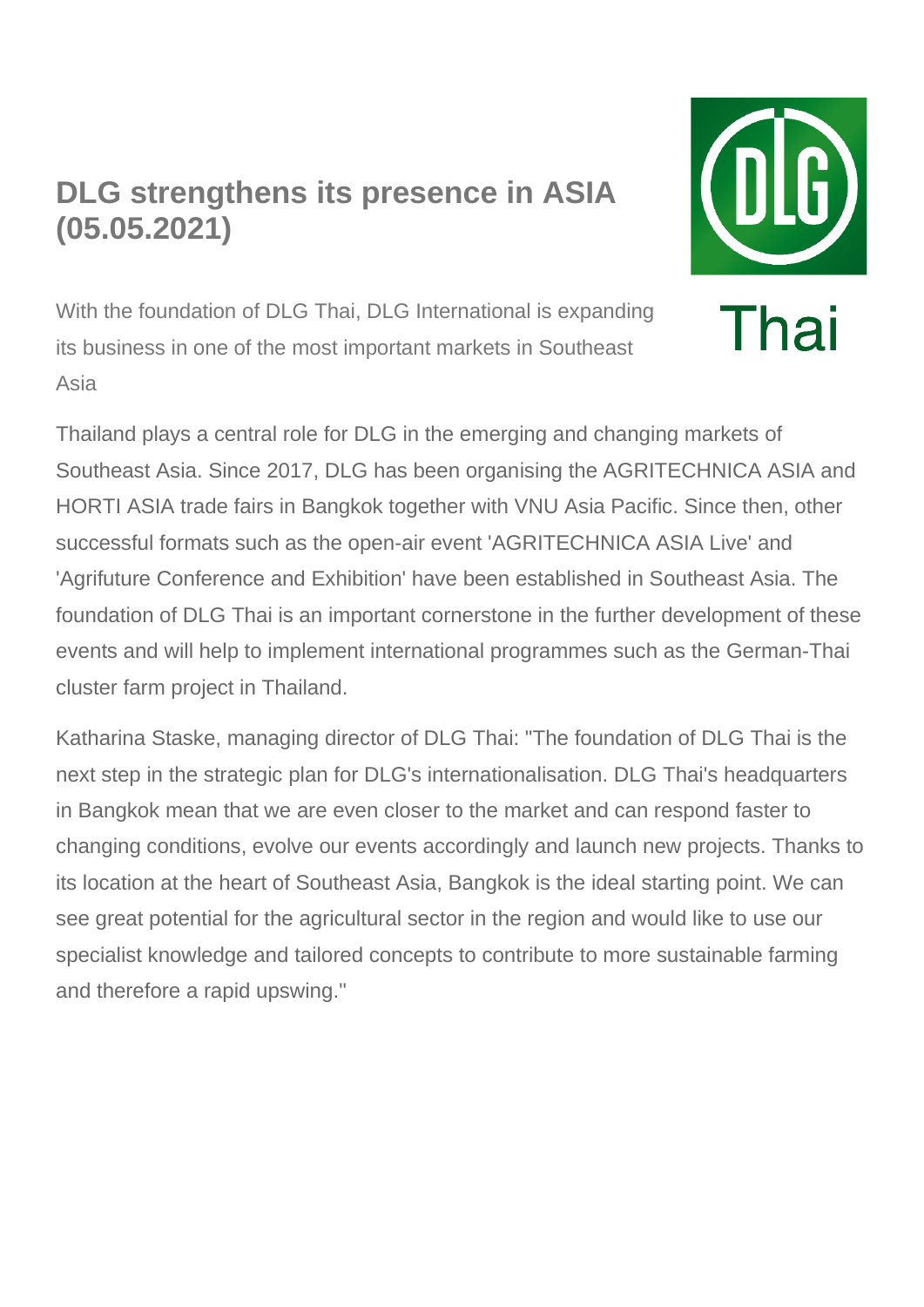# DLG strengthens its presence in ASIA (05.05.2021)

With the foundation of DLG Thai, DLG International is expanding its business in one of the most important markets in Southeast Asia

Thailand plays a central role for DLG in the emerging and changing markets of Southeast Asia. Since 2017, DLG has been organising the AGRITECHNICA ASIA and HORTI ASIA trade fairs in Bangkok together with VNU Asia Pacific. Since then, other successful formats such as the open-air event 'AGRITECHNICA ASIA Live' and 'Agrifuture Conference and Exhibition' have been established in Southeast Asia. The foundation of DLG Thai is an important cornerstone in the further development of these events and will help to implement international programmes such as the German-Thai cluster farm project in Thailand.

Katharina Staske, managing director of DLG Thai: "The foundation of DLG Thai is the next step in the strategic plan for DLG's internationalisation. DLG Thai's headquarters in Bangkok mean that we are even closer to the market and can respond faster to changing conditions, evolve our events accordingly and launch new projects. Thanks to its location at the heart of Southeast Asia, Bangkok is the ideal starting point. We can see great potential for the agricultural sector in the region and would like to use our specialist knowledge and tailored concepts to contribute to more sustainable farming and therefore a rapid upswing."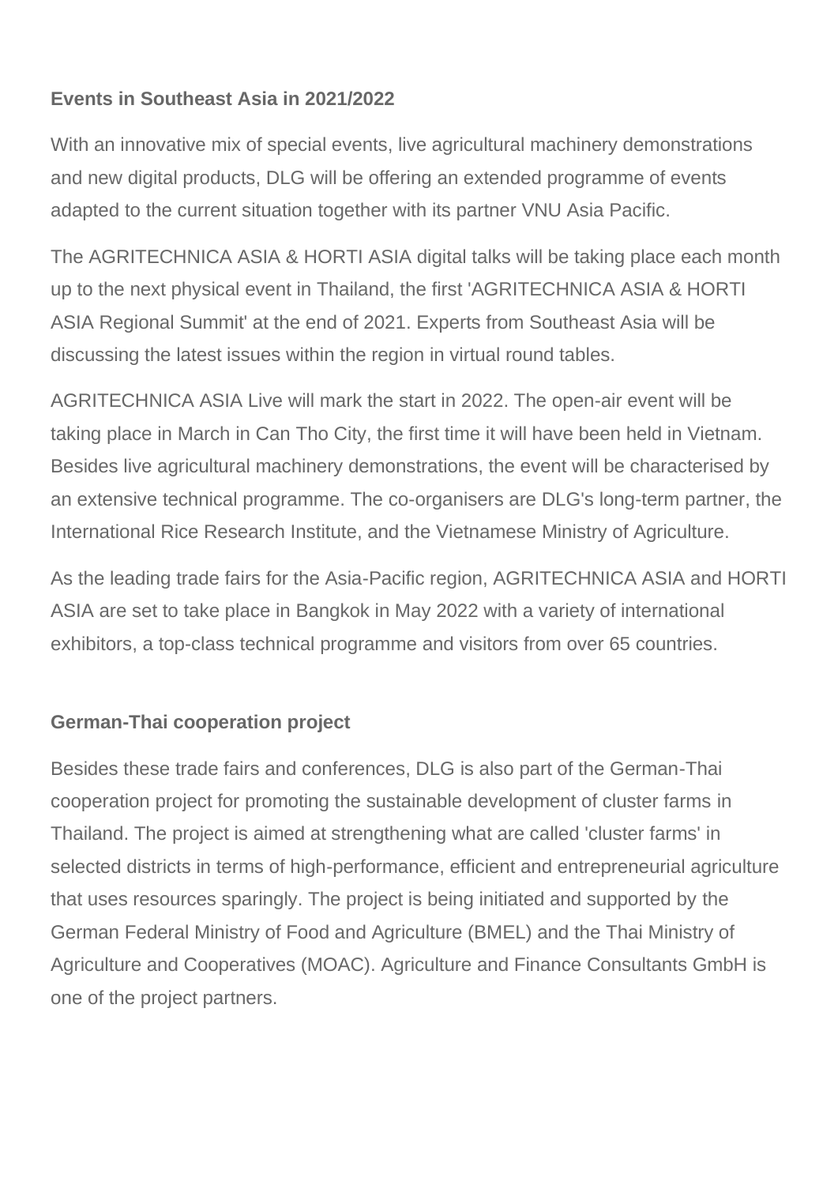**Events in Southeast Asia in 2021/2022**

With an innovative mix of special events, live agricultural machinery demonstrations and new digital products, DLG will be offering an extended programme of events adapted to the current situation together with its partner VNU Asia Pacific.

The AGRITECHNICA ASIA & HORTI ASIA digital talks will be taking place each month up to the next physical event in Thailand, the first 'AGRITECHNICA ASIA & HORTI ASIA Regional Summit' at the end of 2021. Experts from Southeast Asia will be discussing the latest issues within the region in virtual round tables.

AGRITECHNICA ASIA Live will mark the start in 2022. The open-air event will be taking place in March in Can Tho City, the first time it will have been held in Vietnam. Besides live agricultural machinery demonstrations, the event will be characterised by an extensive technical programme. The co-organisers are DLG's long-term partner, the International Rice Research Institute, and the Vietnamese Ministry of Agriculture.

As the leading trade fairs for the Asia-Pacific region, AGRITECHNICA ASIA and HORTI ASIA are set to take place in Bangkok in May 2022 with a variety of international exhibitors, a top-class technical programme and visitors from over 65 countries.

**German-Thai cooperation project**

Besides these trade fairs and conferences, DLG is also part of the German-Thai cooperation project for promoting the sustainable development of cluster farms in Thailand. The project is aimed at strengthening what are called 'cluster farms' in selected districts in terms of high-performance, efficient and entrepreneurial agriculture that uses resources sparingly. The project is being initiated and supported by the German Federal Ministry of Food and Agriculture (BMEL) and the Thai Ministry of Agriculture and Cooperatives (MOAC). Agriculture and Finance Consultants GmbH is one of the project partners.